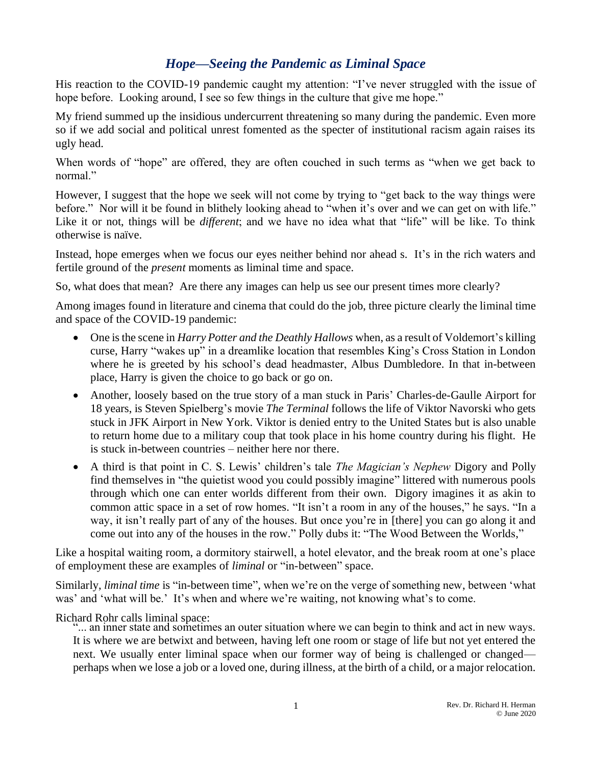# *Hope—Seeing the Pandemic as Liminal Space*

His reaction to the COVID-19 pandemic caught my attention: "I've never struggled with the issue of hope before. Looking around, I see so few things in the culture that give me hope."

My friend summed up the insidious undercurrent threatening so many during the pandemic. Even more so if we add social and political unrest fomented as the specter of institutional racism again raises its ugly head.

When words of "hope" are offered, they are often couched in such terms as "when we get back to normal."

However, I suggest that the hope we seek will not come by trying to "get back to the way things were before." Nor will it be found in blithely looking ahead to "when it's over and we can get on with life." Like it or not, things will be *different*; and we have no idea what that "life" will be like. To think otherwise is naïve.

Instead, hope emerges when we focus our eyes neither behind nor ahead s. It's in the rich waters and fertile ground of the *present* moments as liminal time and space.

So, what does that mean? Are there any images can help us see our present times more clearly?

Among images found in literature and cinema that could do the job, three picture clearly the liminal time and space of the COVID-19 pandemic:

- One is the scene in *Harry Potter and the Deathly Hallows* when, as a result of Voldemort's killing curse, Harry "wakes up" in a dreamlike location that resembles King's Cross Station in London where he is greeted by his school's dead headmaster, Albus Dumbledore. In that in-between place, Harry is given the choice to go back or go on.
- Another, loosely based on the true story of a man stuck in Paris' Charles-de-Gaulle Airport for 18 years, is Steven Spielberg's movie *The Terminal* follows the life of Viktor Navorski who gets stuck in JFK Airport in New York. Viktor is denied entry to the United States but is also unable to return home due to a military coup that took place in his home country during his flight. He is stuck in-between countries – neither here nor there.
- A third is that point in C. S. Lewis' children's tale *The Magician's Nephew* Digory and Polly find themselves in "the quietist wood you could possibly imagine" littered with numerous pools through which one can enter worlds different from their own. Digory imagines it as akin to common attic space in a set of row homes. "It isn't a room in any of the houses," he says. "In a way, it isn't really part of any of the houses. But once you're in [there] you can go along it and come out into any of the houses in the row." Polly dubs it: "The Wood Between the Worlds,"

Like a hospital waiting room, a dormitory stairwell, a hotel elevator, and the break room at one's place of employment these are examples of *liminal* or "in-between" space.

Similarly, *liminal time* is "in-between time", when we're on the verge of something new, between 'what was' and 'what will be.' It's when and where we're waiting, not knowing what's to come.

Richard Rohr calls liminal space:

> "... an inner state and sometimes an outer situation where we can begin to think and act in new ways. It is where we are betwixt and between, having left one room or stage of life but not yet entered the next. We usually enter liminal space when our former way of being is challenged or changed—perhaps when we lose a job or a loved one, during illness, at the birth of a child, or a major relocation.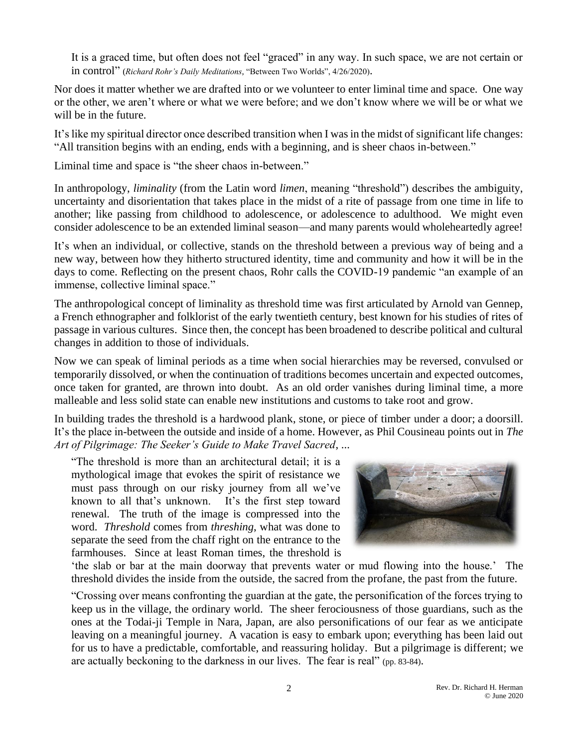> It is a graced time, but often does not feel "graced" in any way. In such space, we are not certain or in control" (*Richard Rohr's Daily Meditations*, "Between Two Worlds", 4/26/2020).

Nor does it matter whether we are drafted into or we volunteer to enter liminal time and space. One way or the other, we aren't where or what we were before; and we don't know where we will be or what we will be in the future.

It's like my spiritual director once described transition when I was in the midst of significant life changes: "All transition begins with an ending, ends with a beginning, and is sheer chaos in-between."

Liminal time and space is "the sheer chaos in-between."

In anthropology, *liminality* (from the Latin word *limen*, meaning "threshold") describes the ambiguity, uncertainty and disorientation that takes place in the midst of a rite of passage from one time in life to another; like passing from childhood to adolescence, or adolescence to adulthood. We might even consider adolescence to be an extended liminal season—and many parents would wholeheartedly agree!

It's when an individual, or collective, stands on the threshold between a previous way of being and a new way, between how they hitherto structured identity, time and community and how it will be in the days to come. Reflecting on the present chaos, Rohr calls the COVID-19 pandemic "an example of an immense, collective liminal space."

The anthropological concept of liminality as threshold time was first articulated by Arnold van Gennep, a French ethnographer and folklorist of the early twentieth century, best known for his studies of rites of passage in various cultures. Since then, the concept has been broadened to describe political and cultural changes in addition to those of individuals.

Now we can speak of liminal periods as a time when social hierarchies may be reversed, convulsed or temporarily dissolved, or when the continuation of traditions becomes uncertain and expected outcomes, once taken for granted, are thrown into doubt. As an old order vanishes during liminal time, a more malleable and less solid state can enable new institutions and customs to take root and grow.

In building trades the threshold is a hardwood plank, stone, or piece of timber under a door; a doorsill. It's the place in-between the outside and inside of a home. However, as Phil Cousineau points out in *The Art of Pilgrimage: The Seeker's Guide to Make Travel Sacred*, ...

> "The threshold is more than an architectural detail; it is a mythological image that evokes the spirit of resistance we must pass through on our risky journey from all we've known to all that's unknown. It's the first step toward renewal. The truth of the image is compressed into the word. *Threshold* comes from *threshing*, what was done to separate the seed from the chaff right on the entrance to the farmhouses. Since at least Roman times, the threshold is 'the slab or bar at the main doorway that prevents water or mud flowing into the house.' The threshold divides the inside from the outside, the sacred from the profane, the past from the future.
>
> "Crossing over means confronting the guardian at the gate, the personification of the forces trying to keep us in the village, the ordinary world. The sheer ferociousness of those guardians, such as the ones at the Todai-ji Temple in Nara, Japan, are also personifications of our fear as we anticipate leaving on a meaningful journey. A vacation is easy to embark upon; everything has been laid out for us to have a predictable, comfortable, and reassuring holiday. But a pilgrimage is different; we are actually beckoning to the darkness in our lives. The fear is real" (pp. 83-84).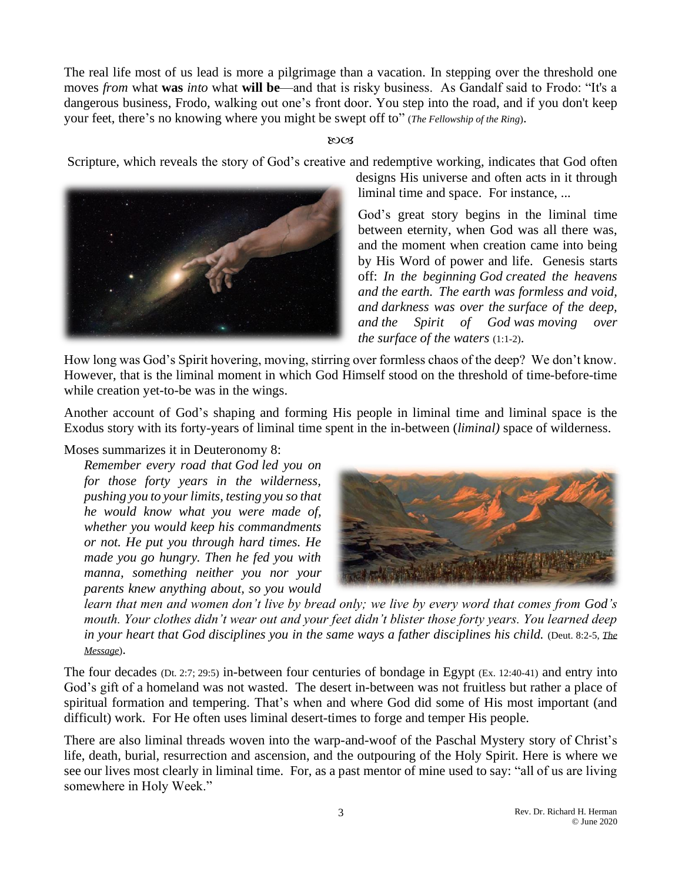The real life most of us lead is more a pilgrimage than a vacation. In stepping over the threshold one moves *from* what **was** *into* what **will be**—and that is risky business. As Gandalf said to Frodo: "It's a dangerous business, Frodo, walking out one's front door. You step into the road, and if you don't keep your feet, there's no knowing where you might be swept off to" (*The Fellowship of the Ring*).

ꙮꙮ

Scripture, which reveals the story of God's creative and redemptive working, indicates that God often designs His universe and often acts in it through liminal time and space. For instance, ...

God's great story begins in the liminal time between eternity, when God was all there was, and the moment when creation came into being by His Word of power and life. Genesis starts off: *In the beginning God created the heavens and the earth. The earth was formless and void, and darkness was over the surface of the deep, and the Spirit of God was moving over the surface of the waters* (1:1-2).

How long was God's Spirit hovering, moving, stirring over formless chaos of the deep? We don't know. However, that is the liminal moment in which God Himself stood on the threshold of time-before-time while creation yet-to-be was in the wings.

Another account of God's shaping and forming His people in liminal time and liminal space is the Exodus story with its forty-years of liminal time spent in the in-between (*liminal)* space of wilderness.

Moses summarizes it in Deuteronomy 8:

> *Remember every road that God led you on for those forty years in the wilderness, pushing you to your limits, testing you so that he would know what you were made of, whether you would keep his commandments or not. He put you through hard times. He made you go hungry. Then he fed you with manna, something neither you nor your parents knew anything about, so you would learn that men and women don't live by bread only; we live by every word that comes from God's mouth. Your clothes didn't wear out and your feet didn't blister those forty years. You learned deep in your heart that God disciplines you in the same ways a father disciplines his child.* (Deut. 8:2-5, *The Message*).

The four decades (Dt. 2:7; 29:5) in-between four centuries of bondage in Egypt (Ex. 12:40-41) and entry into God's gift of a homeland was not wasted. The desert in-between was not fruitless but rather a place of spiritual formation and tempering. That's when and where God did some of His most important (and difficult) work. For He often uses liminal desert-times to forge and temper His people.

There are also liminal threads woven into the warp-and-woof of the Paschal Mystery story of Christ's life, death, burial, resurrection and ascension, and the outpouring of the Holy Spirit. Here is where we see our lives most clearly in liminal time. For, as a past mentor of mine used to say: "all of us are living somewhere in Holy Week."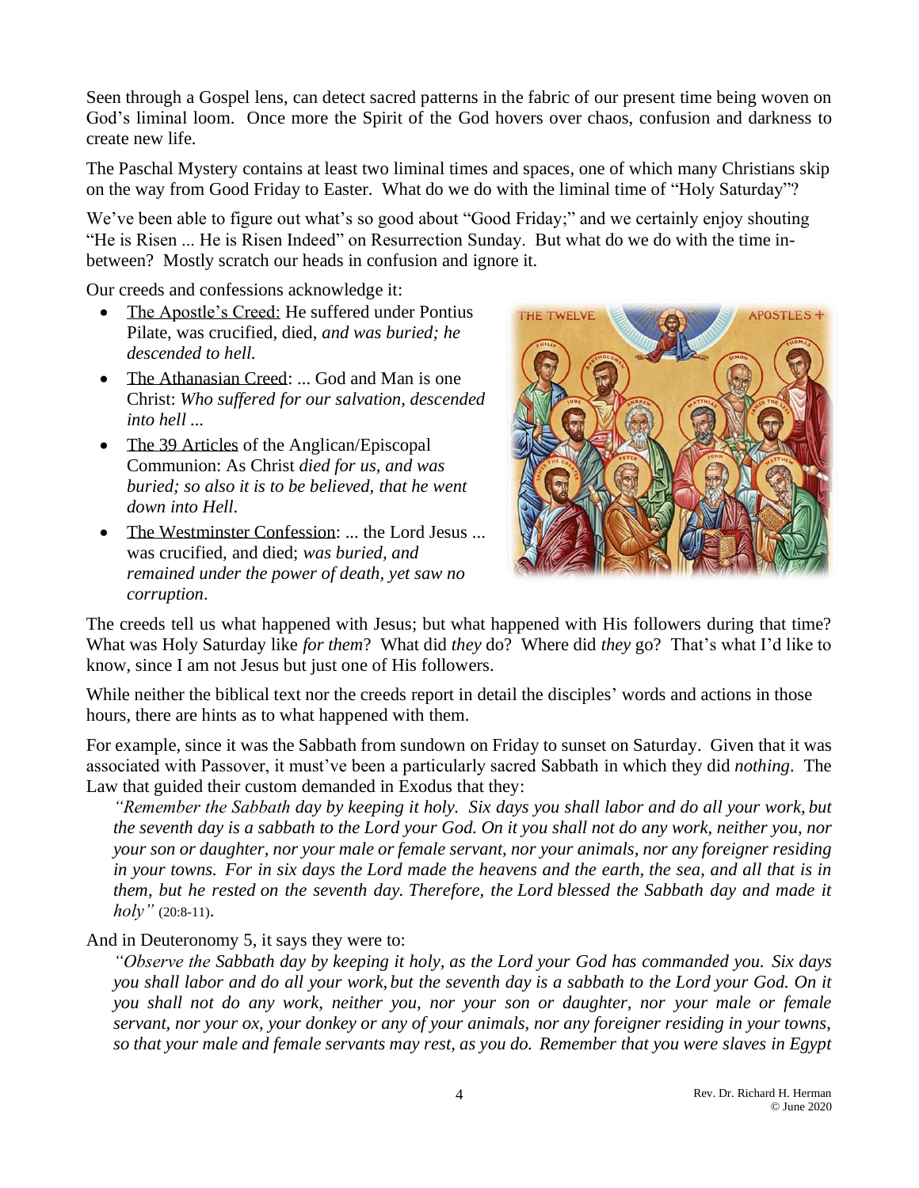Seen through a Gospel lens, can detect sacred patterns in the fabric of our present time being woven on God's liminal loom. Once more the Spirit of the God hovers over chaos, confusion and darkness to create new life.

The Paschal Mystery contains at least two liminal times and spaces, one of which many Christians skip on the way from Good Friday to Easter. What do we do with the liminal time of "Holy Saturday"?

We've been able to figure out what's so good about "Good Friday;" and we certainly enjoy shouting "He is Risen ... He is Risen Indeed" on Resurrection Sunday. But what do we do with the time in-between? Mostly scratch our heads in confusion and ignore it.

Our creeds and confessions acknowledge it:

- The Apostle's Creed: He suffered under Pontius Pilate, was crucified, died, *and was buried; he descended to hell.*
- The Athanasian Creed: ... God and Man is one Christ: *Who suffered for our salvation, descended into hell ...*
- The 39 Articles of the Anglican/Episcopal Communion: As Christ *died for us, and was buried; so also it is to be believed, that he went down into Hell.*
- The Westminster Confession: ... the Lord Jesus ... was crucified, and died; *was buried, and remained under the power of death, yet saw no corruption*.

The creeds tell us what happened with Jesus; but what happened with His followers during that time? What was Holy Saturday like *for them*? What did *they* do? Where did *they* go? That's what I'd like to know, since I am not Jesus but just one of His followers.

While neither the biblical text nor the creeds report in detail the disciples' words and actions in those hours, there are hints as to what happened with them.

For example, since it was the Sabbath from sundown on Friday to sunset on Saturday. Given that it was associated with Passover, it must've been a particularly sacred Sabbath in which they did *nothing*. The Law that guided their custom demanded in Exodus that they:

> *"Remember the Sabbath day by keeping it holy. Six days you shall labor and do all your work, but the seventh day is a sabbath to the Lord your God. On it you shall not do any work, neither you, nor your son or daughter, nor your male or female servant, nor your animals, nor any foreigner residing in your towns. For in six days the Lord made the heavens and the earth, the sea, and all that is in them, but he rested on the seventh day. Therefore, the Lord blessed the Sabbath day and made it holy"* (20:8-11).

And in Deuteronomy 5, it says they were to:

> *"Observe the Sabbath day by keeping it holy, as the Lord your God has commanded you. Six days you shall labor and do all your work, but the seventh day is a sabbath to the Lord your God. On it you shall not do any work, neither you, nor your son or daughter, nor your male or female servant, nor your ox, your donkey or any of your animals, nor any foreigner residing in your towns, so that your male and female servants may rest, as you do. Remember that you were slaves in Egypt*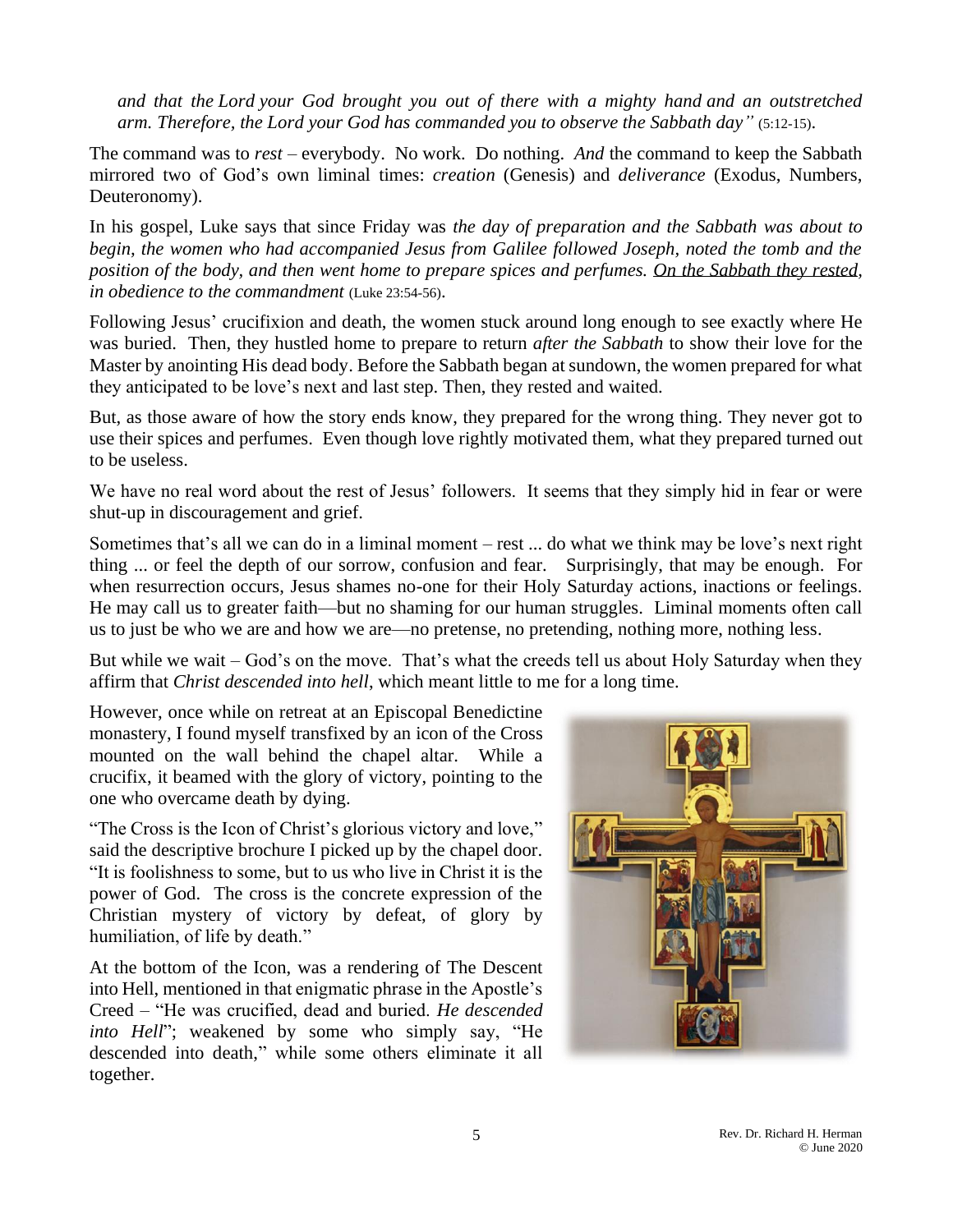*and that the Lord your God brought you out of there with a mighty hand and an outstretched arm. Therefore, the Lord your God has commanded you to observe the Sabbath day"* (5:12-15).

The command was to *rest* – everybody. No work. Do nothing. *And* the command to keep the Sabbath mirrored two of God's own liminal times: *creation* (Genesis) and *deliverance* (Exodus, Numbers, Deuteronomy).

In his gospel, Luke says that since Friday was *the day of preparation and the Sabbath was about to begin, the women who had accompanied Jesus from Galilee followed Joseph, noted the tomb and the position of the body, and then went home to prepare spices and perfumes. <u>On the Sabbath they rested</u>, in obedience to the commandment* (Luke 23:54-56).

Following Jesus' crucifixion and death, the women stuck around long enough to see exactly where He was buried. Then, they hustled home to prepare to return *after the Sabbath* to show their love for the Master by anointing His dead body. Before the Sabbath began at sundown, the women prepared for what they anticipated to be love's next and last step. Then, they rested and waited.

But, as those aware of how the story ends know, they prepared for the wrong thing. They never got to use their spices and perfumes. Even though love rightly motivated them, what they prepared turned out to be useless.

We have no real word about the rest of Jesus' followers. It seems that they simply hid in fear or were shut-up in discouragement and grief.

Sometimes that's all we can do in a liminal moment – rest ... do what we think may be love's next right thing ... or feel the depth of our sorrow, confusion and fear. Surprisingly, that may be enough. For when resurrection occurs, Jesus shames no-one for their Holy Saturday actions, inactions or feelings. He may call us to greater faith—but no shaming for our human struggles. Liminal moments often call us to just be who we are and how we are—no pretense, no pretending, nothing more, nothing less.

But while we wait – God's on the move. That's what the creeds tell us about Holy Saturday when they affirm that *Christ descended into hell*, which meant little to me for a long time.

However, once while on retreat at an Episcopal Benedictine monastery, I found myself transfixed by an icon of the Cross mounted on the wall behind the chapel altar. While a crucifix, it beamed with the glory of victory, pointing to the one who overcame death by dying.

"The Cross is the Icon of Christ's glorious victory and love," said the descriptive brochure I picked up by the chapel door. "It is foolishness to some, but to us who live in Christ it is the power of God. The cross is the concrete expression of the Christian mystery of victory by defeat, of glory by humiliation, of life by death."

At the bottom of the Icon, was a rendering of The Descent into Hell, mentioned in that enigmatic phrase in the Apostle's Creed – "He was crucified, dead and buried. *He descended into Hell*"; weakened by some who simply say, "He descended into death," while some others eliminate it all together.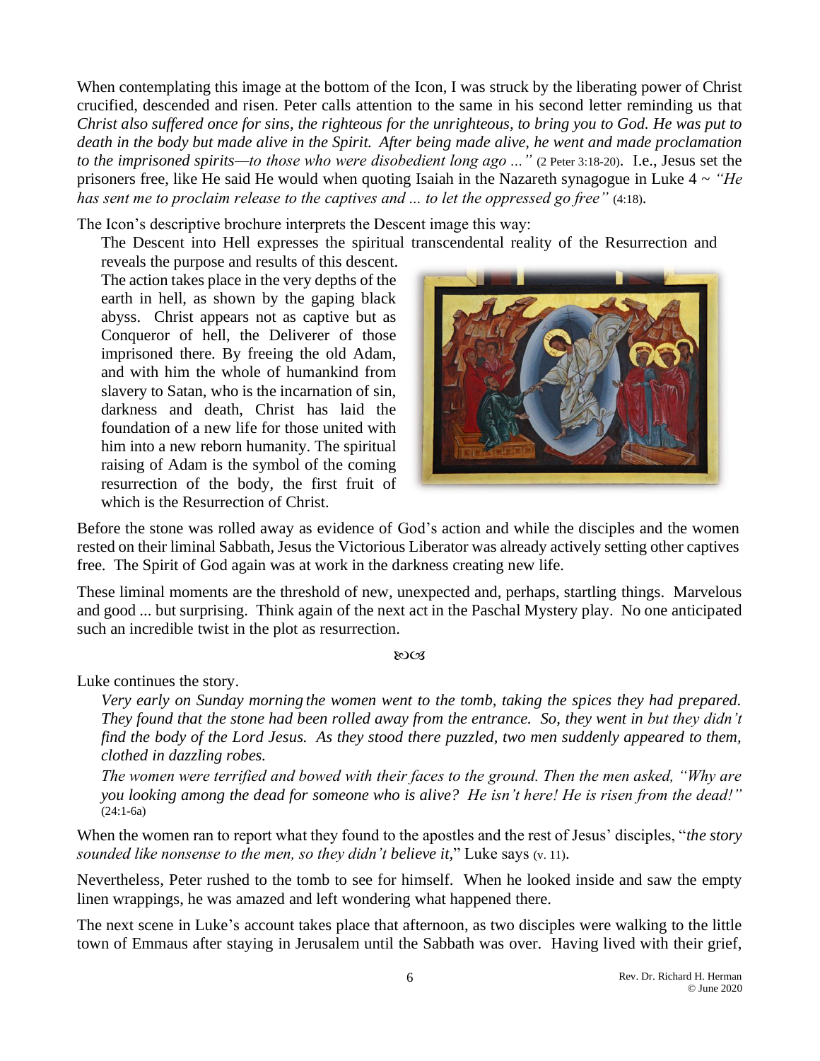When contemplating this image at the bottom of the Icon, I was struck by the liberating power of Christ crucified, descended and risen. Peter calls attention to the same in his second letter reminding us that *Christ also suffered once for sins, the righteous for the unrighteous, to bring you to God. He was put to death in the body but made alive in the Spirit. After being made alive, he went and made proclamation to the imprisoned spirits—to those who were disobedient long ago ...”* (2 Peter 3:18-20). I.e., Jesus set the prisoners free, like He said He would when quoting Isaiah in the Nazareth synagogue in Luke 4 ~ *“He has sent me to proclaim release to the captives and ... to let the oppressed go free”* (4:18).

The Icon’s descriptive brochure interprets the Descent image this way:

> The Descent into Hell expresses the spiritual transcendental reality of the Resurrection and reveals the purpose and results of this descent. The action takes place in the very depths of the earth in hell, as shown by the gaping black abyss. Christ appears not as captive but as Conqueror of hell, the Deliverer of those imprisoned there. By freeing the old Adam, and with him the whole of humankind from slavery to Satan, who is the incarnation of sin, darkness and death, Christ has laid the foundation of a new life for those united with him into a new reborn humanity. The spiritual raising of Adam is the symbol of the coming resurrection of the body, the first fruit of which is the Resurrection of Christ.

Before the stone was rolled away as evidence of God’s action and while the disciples and the women rested on their liminal Sabbath, Jesus the Victorious Liberator was already actively setting other captives free. The Spirit of God again was at work in the darkness creating new life.

These liminal moments are the threshold of new, unexpected and, perhaps, startling things. Marvelous and good ... but surprising. Think again of the next act in the Paschal Mystery play. No one anticipated such an incredible twist in the plot as resurrection.

ꕤ

Luke continues the story.

> *Very early on Sunday morning the women went to the tomb, taking the spices they had prepared. They found that the stone had been rolled away from the entrance. So, they went in but they didn’t find the body of the Lord Jesus. As they stood there puzzled, two men suddenly appeared to them, clothed in dazzling robes.*
>
> *The women were terrified and bowed with their faces to the ground. Then the men asked, “Why are you looking among the dead for someone who is alive? He isn’t here! He is risen from the dead!”* (24:1-6a)

When the women ran to report what they found to the apostles and the rest of Jesus’ disciples, “*the story sounded like nonsense to the men, so they didn’t believe it,*” Luke says (v. 11).

Nevertheless, Peter rushed to the tomb to see for himself. When he looked inside and saw the empty linen wrappings, he was amazed and left wondering what happened there.

The next scene in Luke’s account takes place that afternoon, as two disciples were walking to the little town of Emmaus after staying in Jerusalem until the Sabbath was over. Having lived with their grief,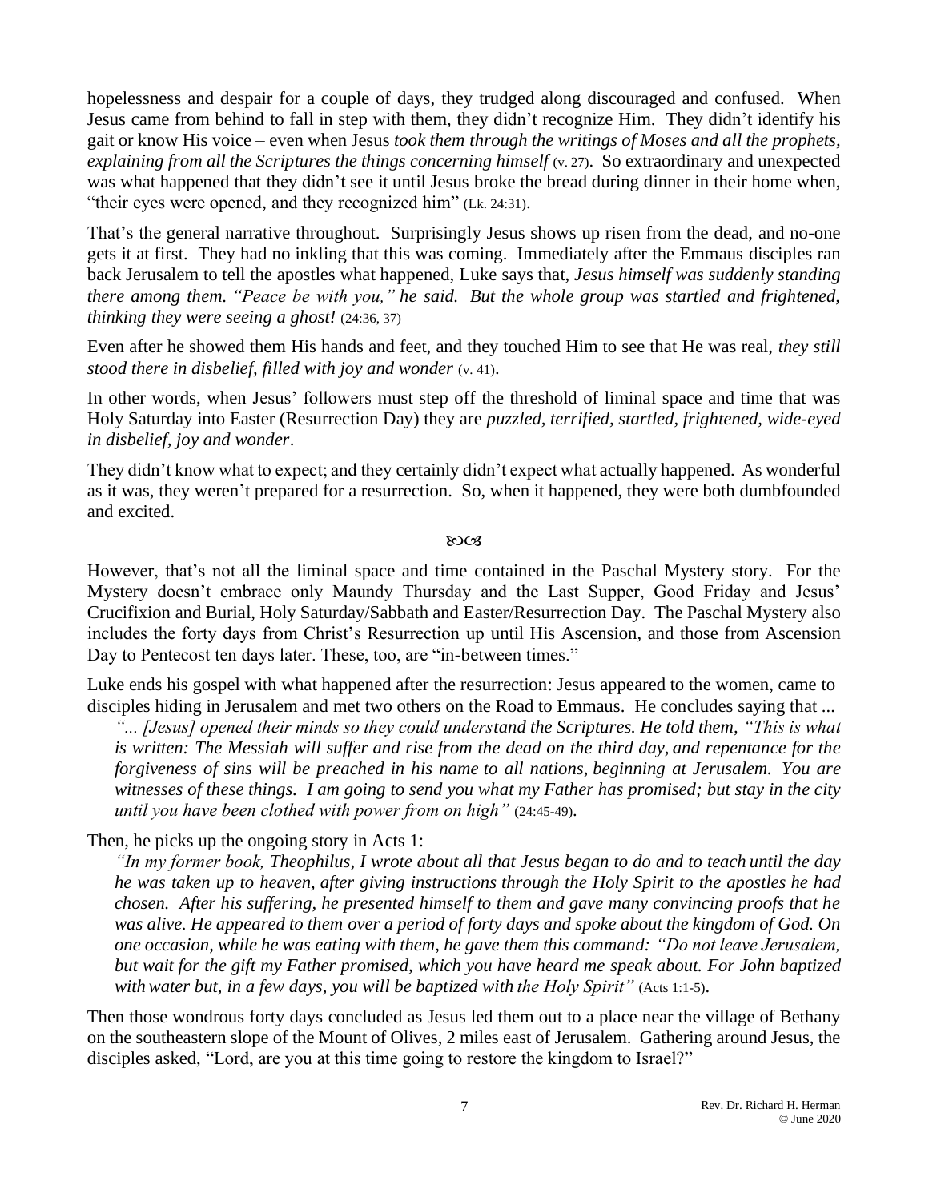hopelessness and despair for a couple of days, they trudged along discouraged and confused. When Jesus came from behind to fall in step with them, they didn't recognize Him. They didn't identify his gait or know His voice – even when Jesus *took them through the writings of Moses and all the prophets, explaining from all the Scriptures the things concerning himself* (v. 27). So extraordinary and unexpected was what happened that they didn't see it until Jesus broke the bread during dinner in their home when, "their eyes were opened, and they recognized him" (Lk. 24:31).

That's the general narrative throughout. Surprisingly Jesus shows up risen from the dead, and no-one gets it at first. They had no inkling that this was coming. Immediately after the Emmaus disciples ran back Jerusalem to tell the apostles what happened, Luke says that, *Jesus himself was suddenly standing there among them. "Peace be with you," he said. But the whole group was startled and frightened, thinking they were seeing a ghost!* (24:36, 37)

Even after he showed them His hands and feet, and they touched Him to see that He was real, *they still stood there in disbelief, filled with joy and wonder* (v. 41).

In other words, when Jesus' followers must step off the threshold of liminal space and time that was Holy Saturday into Easter (Resurrection Day) they are *puzzled, terrified, startled, frightened, wide-eyed in disbelief, joy and wonder*.

They didn't know what to expect; and they certainly didn't expect what actually happened. As wonderful as it was, they weren't prepared for a resurrection. So, when it happened, they were both dumbfounded and excited.

ꟸ

However, that's not all the liminal space and time contained in the Paschal Mystery story. For the Mystery doesn't embrace only Maundy Thursday and the Last Supper, Good Friday and Jesus' Crucifixion and Burial, Holy Saturday/Sabbath and Easter/Resurrection Day. The Paschal Mystery also includes the forty days from Christ's Resurrection up until His Ascension, and those from Ascension Day to Pentecost ten days later. These, too, are "in-between times."

Luke ends his gospel with what happened after the resurrection: Jesus appeared to the women, came to disciples hiding in Jerusalem and met two others on the Road to Emmaus. He concludes saying that ...

> *"... [Jesus] opened their minds so they could understand the Scriptures. He told them, "This is what is written: The Messiah will suffer and rise from the dead on the third day, and repentance for the forgiveness of sins will be preached in his name to all nations, beginning at Jerusalem. You are witnesses of these things. I am going to send you what my Father has promised; but stay in the city until you have been clothed with power from on high"* (24:45-49).

Then, he picks up the ongoing story in Acts 1:

> *"In my former book, Theophilus, I wrote about all that Jesus began to do and to teach until the day he was taken up to heaven, after giving instructions through the Holy Spirit to the apostles he had chosen. After his suffering, he presented himself to them and gave many convincing proofs that he was alive. He appeared to them over a period of forty days and spoke about the kingdom of God. On one occasion, while he was eating with them, he gave them this command: "Do not leave Jerusalem, but wait for the gift my Father promised, which you have heard me speak about. For John baptized with water but, in a few days, you will be baptized with the Holy Spirit"* (Acts 1:1-5).

Then those wondrous forty days concluded as Jesus led them out to a place near the village of Bethany on the southeastern slope of the Mount of Olives, 2 miles east of Jerusalem. Gathering around Jesus, the disciples asked, "Lord, are you at this time going to restore the kingdom to Israel?"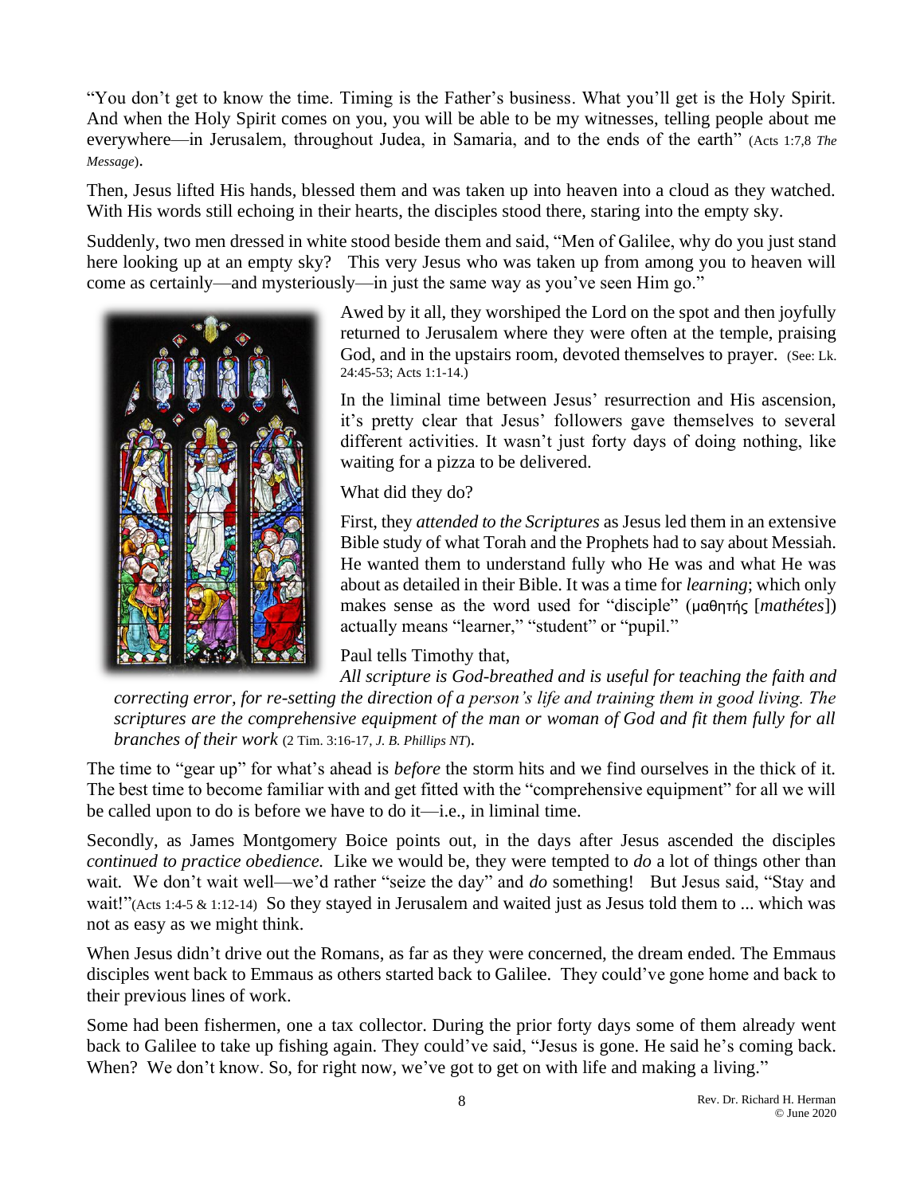"You don't get to know the time. Timing is the Father's business. What you'll get is the Holy Spirit. And when the Holy Spirit comes on you, you will be able to be my witnesses, telling people about me everywhere—in Jerusalem, throughout Judea, in Samaria, and to the ends of the earth" (Acts 1:7,8 *The Message*).

Then, Jesus lifted His hands, blessed them and was taken up into heaven into a cloud as they watched. With His words still echoing in their hearts, the disciples stood there, staring into the empty sky.

Suddenly, two men dressed in white stood beside them and said, "Men of Galilee, why do you just stand here looking up at an empty sky? This very Jesus who was taken up from among you to heaven will come as certainly—and mysteriously—in just the same way as you've seen Him go."

Awed by it all, they worshiped the Lord on the spot and then joyfully returned to Jerusalem where they were often at the temple, praising God, and in the upstairs room, devoted themselves to prayer. (See: Lk. 24:45-53; Acts 1:1-14.)

In the liminal time between Jesus' resurrection and His ascension, it's pretty clear that Jesus' followers gave themselves to several different activities. It wasn't just forty days of doing nothing, like waiting for a pizza to be delivered.

What did they do?

First, they *attended to the Scriptures* as Jesus led them in an extensive Bible study of what Torah and the Prophets had to say about Messiah. He wanted them to understand fully who He was and what He was about as detailed in their Bible. It was a time for *learning*; which only makes sense as the word used for "disciple" (μαθητής [*mathétes*]) actually means "learner," "student" or "pupil."

Paul tells Timothy that,

> *All scripture is God-breathed and is useful for teaching the faith and correcting error, for re-setting the direction of a person's life and training them in good living. The scriptures are the comprehensive equipment of the man or woman of God and fit them fully for all branches of their work* (2 Tim. 3:16-17, *J. B. Phillips NT*).

The time to "gear up" for what's ahead is *before* the storm hits and we find ourselves in the thick of it. The best time to become familiar with and get fitted with the "comprehensive equipment" for all we will be called upon to do is before we have to do it—i.e., in liminal time.

Secondly, as James Montgomery Boice points out, in the days after Jesus ascended the disciples *continued to practice obedience.* Like we would be, they were tempted to *do* a lot of things other than wait. We don't wait well—we'd rather "seize the day" and *do* something! But Jesus said, "Stay and wait!"(Acts 1:4-5 & 1:12-14) So they stayed in Jerusalem and waited just as Jesus told them to ... which was not as easy as we might think.

When Jesus didn't drive out the Romans, as far as they were concerned, the dream ended. The Emmaus disciples went back to Emmaus as others started back to Galilee. They could've gone home and back to their previous lines of work.

Some had been fishermen, one a tax collector. During the prior forty days some of them already went back to Galilee to take up fishing again. They could've said, "Jesus is gone. He said he's coming back. When? We don't know. So, for right now, we've got to get on with life and making a living."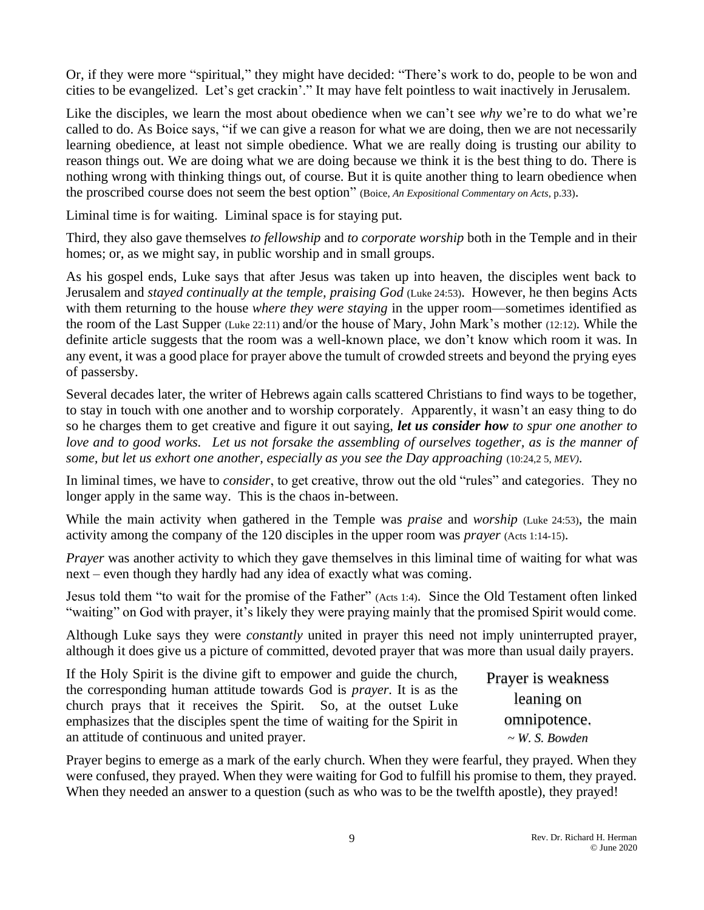Or, if they were more "spiritual," they might have decided: "There's work to do, people to be won and cities to be evangelized. Let's get crackin'." It may have felt pointless to wait inactively in Jerusalem.

Like the disciples, we learn the most about obedience when we can't see *why* we're to do what we're called to do. As Boice says, "if we can give a reason for what we are doing, then we are not necessarily learning obedience, at least not simple obedience. What we are really doing is trusting our ability to reason things out. We are doing what we are doing because we think it is the best thing to do. There is nothing wrong with thinking things out, of course. But it is quite another thing to learn obedience when the proscribed course does not seem the best option" (Boice, *An Expositional Commentary on Acts*, p.33).

Liminal time is for waiting. Liminal space is for staying put.

Third, they also gave themselves *to fellowship* and *to corporate worship* both in the Temple and in their homes; or, as we might say, in public worship and in small groups.

As his gospel ends, Luke says that after Jesus was taken up into heaven, the disciples went back to Jerusalem and *stayed continually at the temple, praising God* (Luke 24:53). However, he then begins Acts with them returning to the house *where they were staying* in the upper room—sometimes identified as the room of the Last Supper (Luke 22:11) and/or the house of Mary, John Mark's mother (12:12). While the definite article suggests that the room was a well-known place, we don't know which room it was. In any event, it was a good place for prayer above the tumult of crowded streets and beyond the prying eyes of passersby.

Several decades later, the writer of Hebrews again calls scattered Christians to find ways to be together, to stay in touch with one another and to worship corporately. Apparently, it wasn't an easy thing to do so he charges them to get creative and figure it out saying, ***let us consider how*** *to spur one another to love and to good works. Let us not forsake the assembling of ourselves together, as is the manner of some, but let us exhort one another, especially as you see the Day approaching* (10:24,2 5, *MEV*).

In liminal times, we have to *consider*, to get creative, throw out the old "rules" and categories. They no longer apply in the same way. This is the chaos in-between.

While the main activity when gathered in the Temple was *praise* and *worship* (Luke 24:53), the main activity among the company of the 120 disciples in the upper room was *prayer* (Acts 1:14-15).

*Prayer* was another activity to which they gave themselves in this liminal time of waiting for what was next – even though they hardly had any idea of exactly what was coming.

Jesus told them "to wait for the promise of the Father" (Acts 1:4). Since the Old Testament often linked "waiting" on God with prayer, it's likely they were praying mainly that the promised Spirit would come.

Although Luke says they were *constantly* united in prayer this need not imply uninterrupted prayer, although it does give us a picture of committed, devoted prayer that was more than usual daily prayers.

If the Holy Spirit is the divine gift to empower and guide the church, the corresponding human attitude towards God is *prayer*. It is as the church prays that it receives the Spirit. So, at the outset Luke emphasizes that the disciples spent the time of waiting for the Spirit in an attitude of continuous and united prayer.

> Prayer is weakness leaning on omnipotence.
> *~ W. S. Bowden*

Prayer begins to emerge as a mark of the early church. When they were fearful, they prayed. When they were confused, they prayed. When they were waiting for God to fulfill his promise to them, they prayed. When they needed an answer to a question (such as who was to be the twelfth apostle), they prayed!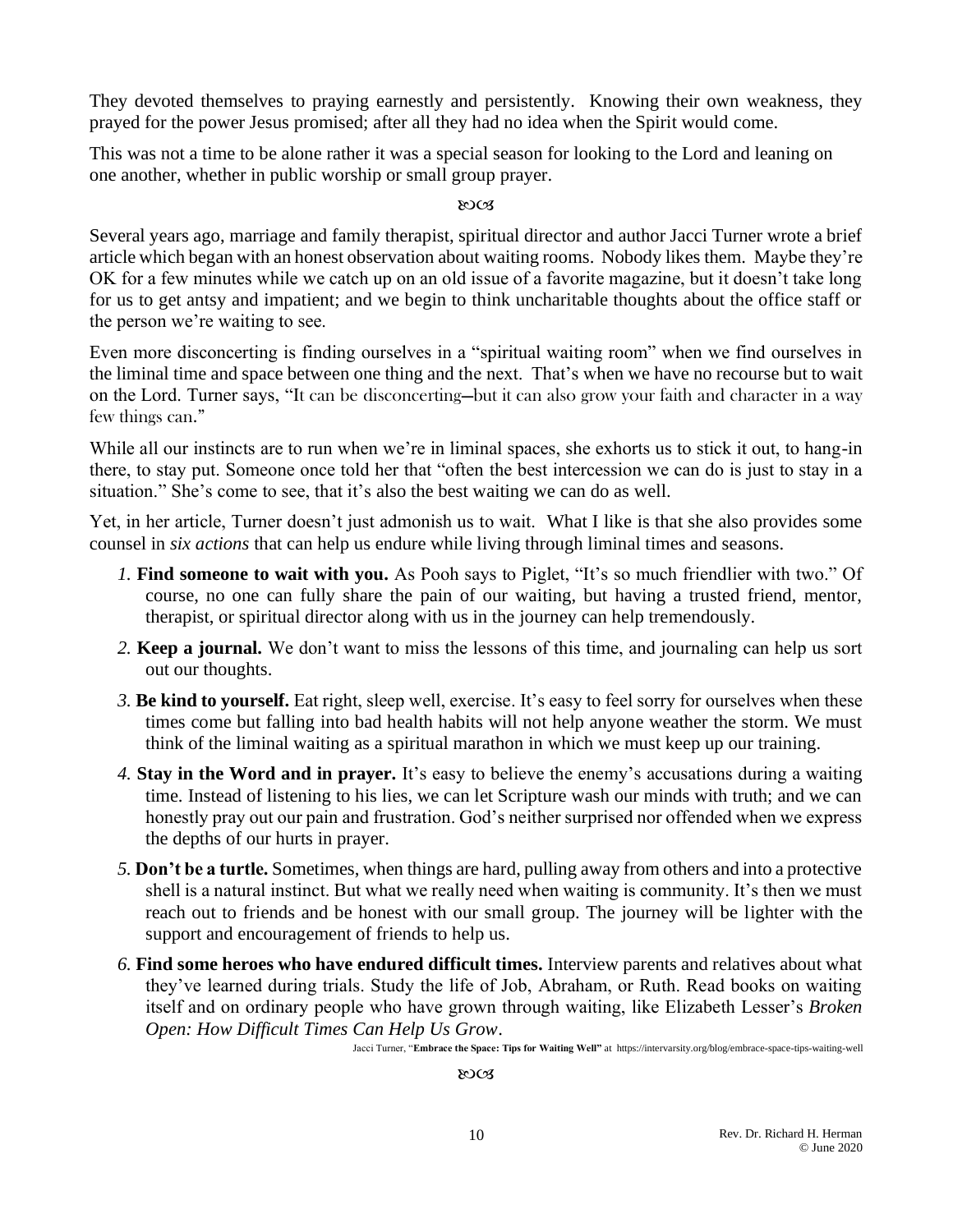They devoted themselves to praying earnestly and persistently. Knowing their own weakness, they prayed for the power Jesus promised; after all they had no idea when the Spirit would come.

This was not a time to be alone rather it was a special season for looking to the Lord and leaning on one another, whether in public worship or small group prayer.

ꕥ

Several years ago, marriage and family therapist, spiritual director and author Jacci Turner wrote a brief article which began with an honest observation about waiting rooms. Nobody likes them. Maybe they're OK for a few minutes while we catch up on an old issue of a favorite magazine, but it doesn't take long for us to get antsy and impatient; and we begin to think uncharitable thoughts about the office staff or the person we're waiting to see.

Even more disconcerting is finding ourselves in a "spiritual waiting room" when we find ourselves in the liminal time and space between one thing and the next. That's when we have no recourse but to wait on the Lord. Turner says, "It can be disconcerting—but it can also grow your faith and character in a way few things can."

While all our instincts are to run when we're in liminal spaces, she exhorts us to stick it out, to hang-in there, to stay put. Someone once told her that "often the best intercession we can do is just to stay in a situation." She's come to see, that it's also the best waiting we can do as well.

Yet, in her article, Turner doesn't just admonish us to wait. What I like is that she also provides some counsel in *six actions* that can help us endure while living through liminal times and seasons.

1. **Find someone to wait with you.** As Pooh says to Piglet, "It's so much friendlier with two." Of course, no one can fully share the pain of our waiting, but having a trusted friend, mentor, therapist, or spiritual director along with us in the journey can help tremendously.
2. **Keep a journal.** We don't want to miss the lessons of this time, and journaling can help us sort out our thoughts.
3. **Be kind to yourself.** Eat right, sleep well, exercise. It's easy to feel sorry for ourselves when these times come but falling into bad health habits will not help anyone weather the storm. We must think of the liminal waiting as a spiritual marathon in which we must keep up our training.
4. **Stay in the Word and in prayer.** It's easy to believe the enemy's accusations during a waiting time. Instead of listening to his lies, we can let Scripture wash our minds with truth; and we can honestly pray out our pain and frustration. God's neither surprised nor offended when we express the depths of our hurts in prayer.
5. **Don't be a turtle.** Sometimes, when things are hard, pulling away from others and into a protective shell is a natural instinct. But what we really need when waiting is community. It's then we must reach out to friends and be honest with our small group. The journey will be lighter with the support and encouragement of friends to help us.
6. **Find some heroes who have endured difficult times.** Interview parents and relatives about what they've learned during trials. Study the life of Job, Abraham, or Ruth. Read books on waiting itself and on ordinary people who have grown through waiting, like Elizabeth Lesser's *Broken Open: How Difficult Times Can Help Us Grow*.

Jacci Turner, "**Embrace the Space: Tips for Waiting Well**" at https://intervarsity.org/blog/embrace-space-tips-waiting-well

ꕥ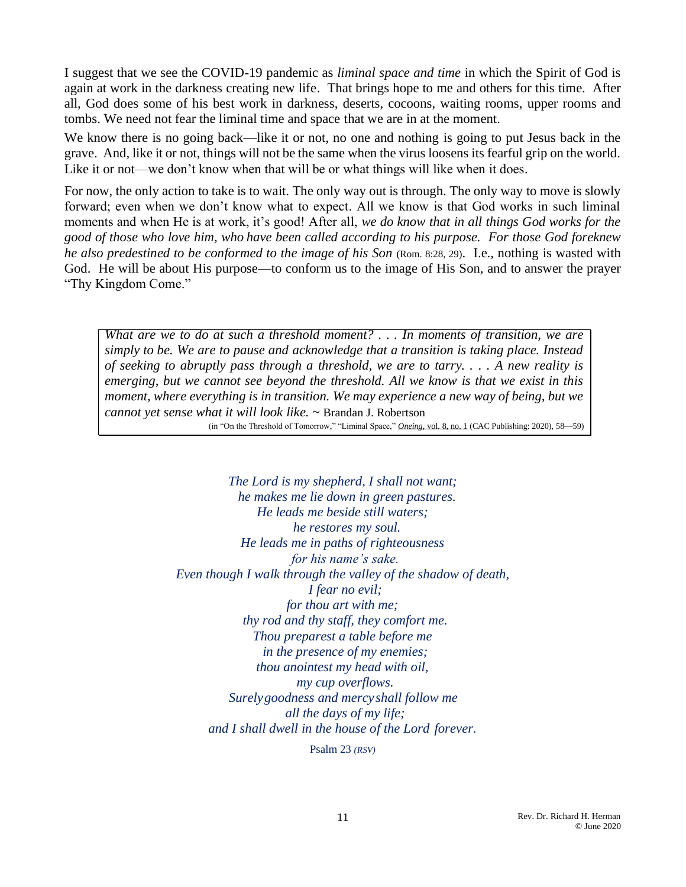I suggest that we see the COVID-19 pandemic as *liminal space and time* in which the Spirit of God is again at work in the darkness creating new life. That brings hope to me and others for this time. After all, God does some of his best work in darkness, deserts, cocoons, waiting rooms, upper rooms and tombs. We need not fear the liminal time and space that we are in at the moment.

We know there is no going back—like it or not, no one and nothing is going to put Jesus back in the grave. And, like it or not, things will not be the same when the virus loosens its fearful grip on the world. Like it or not—we don't know when that will be or what things will like when it does.

For now, the only action to take is to wait. The only way out is through. The only way to move is slowly forward; even when we don't know what to expect. All we know is that God works in such liminal moments and when He is at work, it's good! After all, *we do know that in all things God works for the good of those who love him, who have been called according to his purpose. For those God foreknew he also predestined to be conformed to the image of his Son* (Rom. 8:28, 29). I.e., nothing is wasted with God. He will be about His purpose—to conform us to the image of His Son, and to answer the prayer "Thy Kingdom Come."

> *What are we to do at such a threshold moment? . . . In moments of transition, we are simply to be. We are to pause and acknowledge that a transition is taking place. Instead of seeking to abruptly pass through a threshold, we are to tarry. . . . A new reality is emerging, but we cannot see beyond the threshold. All we know is that we exist in this moment, where everything is in transition. We may experience a new way of being, but we cannot yet sense what it will look like.* ~ Brandan J. Robertson
>
> (in "On the Threshold of Tomorrow," "Liminal Space," *Oneing*, vol. 8, no. 1 (CAC Publishing: 2020), 58—59)

*The Lord is my shepherd, I shall not want;*
*he makes me lie down in green pastures.*
*He leads me beside still waters;*
*he restores my soul.*
*He leads me in paths of righteousness*
*for his name's sake.*
*Even though I walk through the valley of the shadow of death,*
*I fear no evil;*
*for thou art with me;*
*thy rod and thy staff, they comfort me.*
*Thou preparest a table before me*
*in the presence of my enemies;*
*thou anointest my head with oil,*
*my cup overflows.*
*Surely goodness and mercy shall follow me*
*all the days of my life;*
*and I shall dwell in the house of the Lord forever.*

Psalm 23 *(RSV)*

Rev. Dr. Richard H. Herman
© June 2020